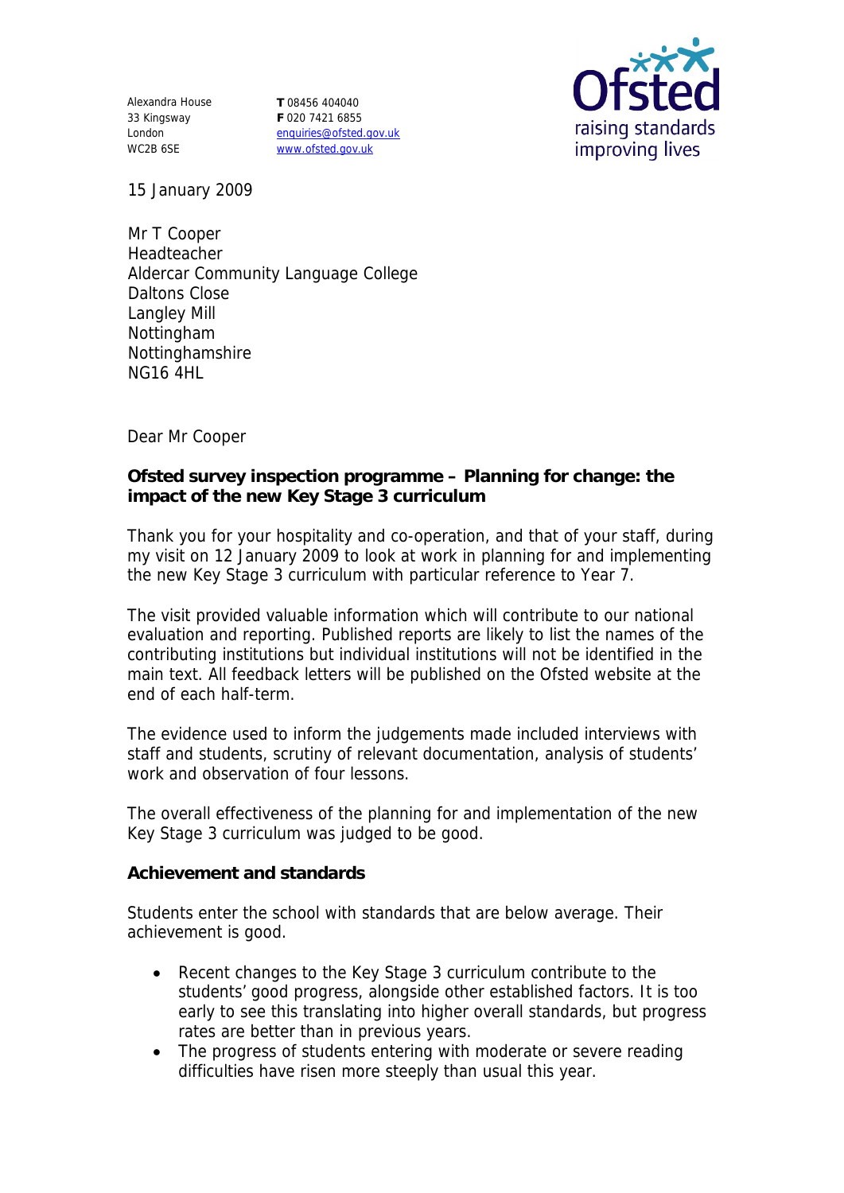Alexandra House
33 Kingsway
London
WC2B 6SE

**T** 08456 404040
**F** 020 7421 6855
enquiries@ofsted.gov.uk
www.ofsted.gov.uk

Ofsted
raising standards
improving lives

15 January 2009

Mr T Cooper
Headteacher
Aldercar Community Language College
Daltons Close
Langley Mill
Nottingham
Nottinghamshire
NG16 4HL

Dear Mr Cooper

**Ofsted survey inspection programme – Planning for change: the impact of the new Key Stage 3 curriculum**

Thank you for your hospitality and co-operation, and that of your staff, during my visit on 12 January 2009 to look at work in planning for and implementing the new Key Stage 3 curriculum with particular reference to Year 7.

The visit provided valuable information which will contribute to our national evaluation and reporting. Published reports are likely to list the names of the contributing institutions but individual institutions will not be identified in the main text. All feedback letters will be published on the Ofsted website at the end of each half-term.

The evidence used to inform the judgements made included interviews with staff and students, scrutiny of relevant documentation, analysis of students' work and observation of four lessons.

The overall effectiveness of the planning for and implementation of the new Key Stage 3 curriculum was judged to be good.

**Achievement and standards**

Students enter the school with standards that are below average. Their achievement is good.

- Recent changes to the Key Stage 3 curriculum contribute to the students' good progress, alongside other established factors. It is too early to see this translating into higher overall standards, but progress rates are better than in previous years.
- The progress of students entering with moderate or severe reading difficulties have risen more steeply than usual this year.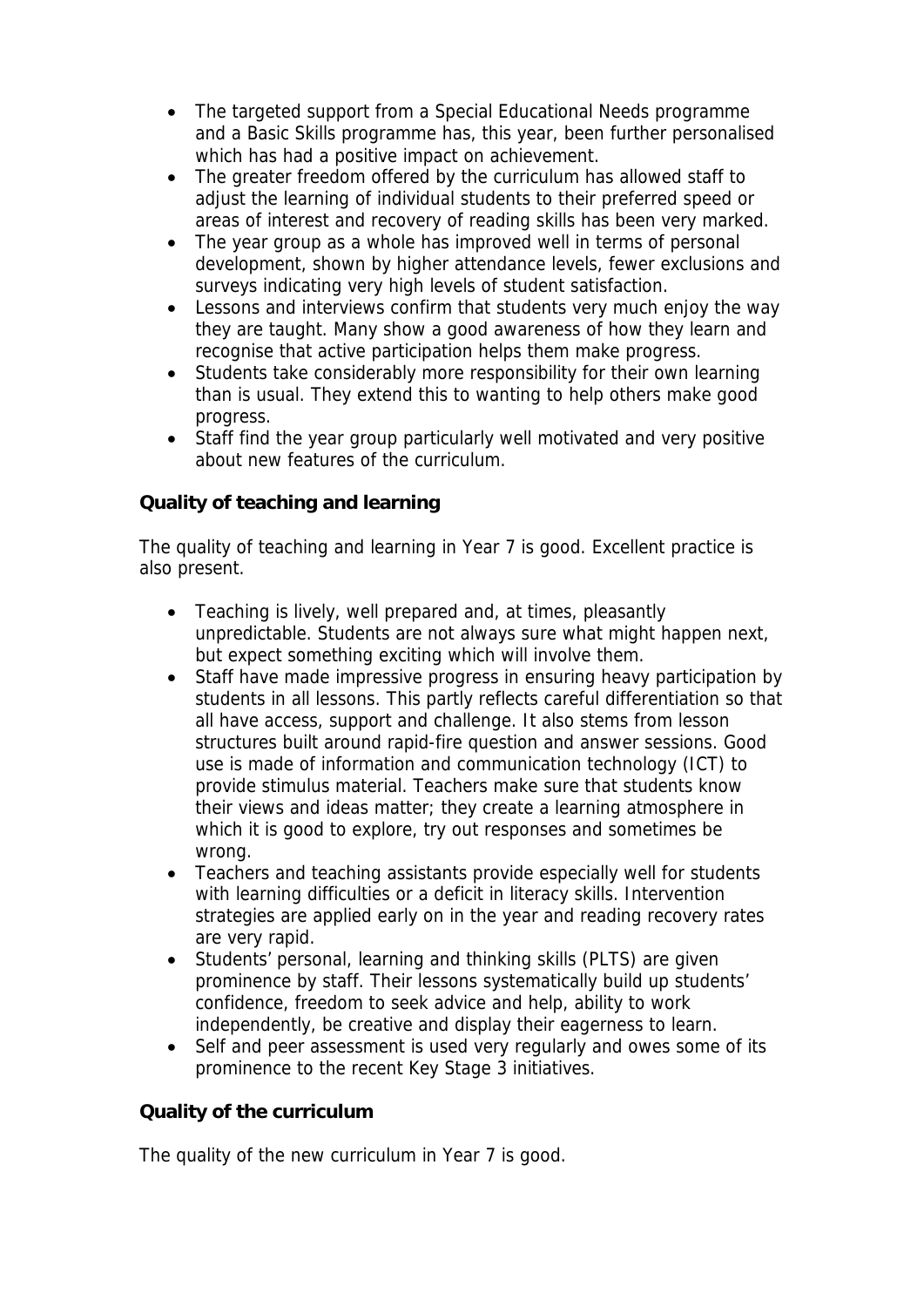- The targeted support from a Special Educational Needs programme and a Basic Skills programme has, this year, been further personalised which has had a positive impact on achievement.
- The greater freedom offered by the curriculum has allowed staff to adjust the learning of individual students to their preferred speed or areas of interest and recovery of reading skills has been very marked.
- The year group as a whole has improved well in terms of personal development, shown by higher attendance levels, fewer exclusions and surveys indicating very high levels of student satisfaction.
- Lessons and interviews confirm that students very much enjoy the way they are taught. Many show a good awareness of how they learn and recognise that active participation helps them make progress.
- Students take considerably more responsibility for their own learning than is usual. They extend this to wanting to help others make good progress.
- Staff find the year group particularly well motivated and very positive about new features of the curriculum.

**Quality of teaching and learning**

The quality of teaching and learning in Year 7 is good. Excellent practice is also present.

- Teaching is lively, well prepared and, at times, pleasantly unpredictable. Students are not always sure what might happen next, but expect something exciting which will involve them.
- Staff have made impressive progress in ensuring heavy participation by students in all lessons. This partly reflects careful differentiation so that all have access, support and challenge. It also stems from lesson structures built around rapid-fire question and answer sessions. Good use is made of information and communication technology (ICT) to provide stimulus material. Teachers make sure that students know their views and ideas matter; they create a learning atmosphere in which it is good to explore, try out responses and sometimes be wrong.
- Teachers and teaching assistants provide especially well for students with learning difficulties or a deficit in literacy skills. Intervention strategies are applied early on in the year and reading recovery rates are very rapid.
- Students' personal, learning and thinking skills (PLTS) are given prominence by staff. Their lessons systematically build up students' confidence, freedom to seek advice and help, ability to work independently, be creative and display their eagerness to learn.
- Self and peer assessment is used very regularly and owes some of its prominence to the recent Key Stage 3 initiatives.

**Quality of the curriculum**

The quality of the new curriculum in Year 7 is good.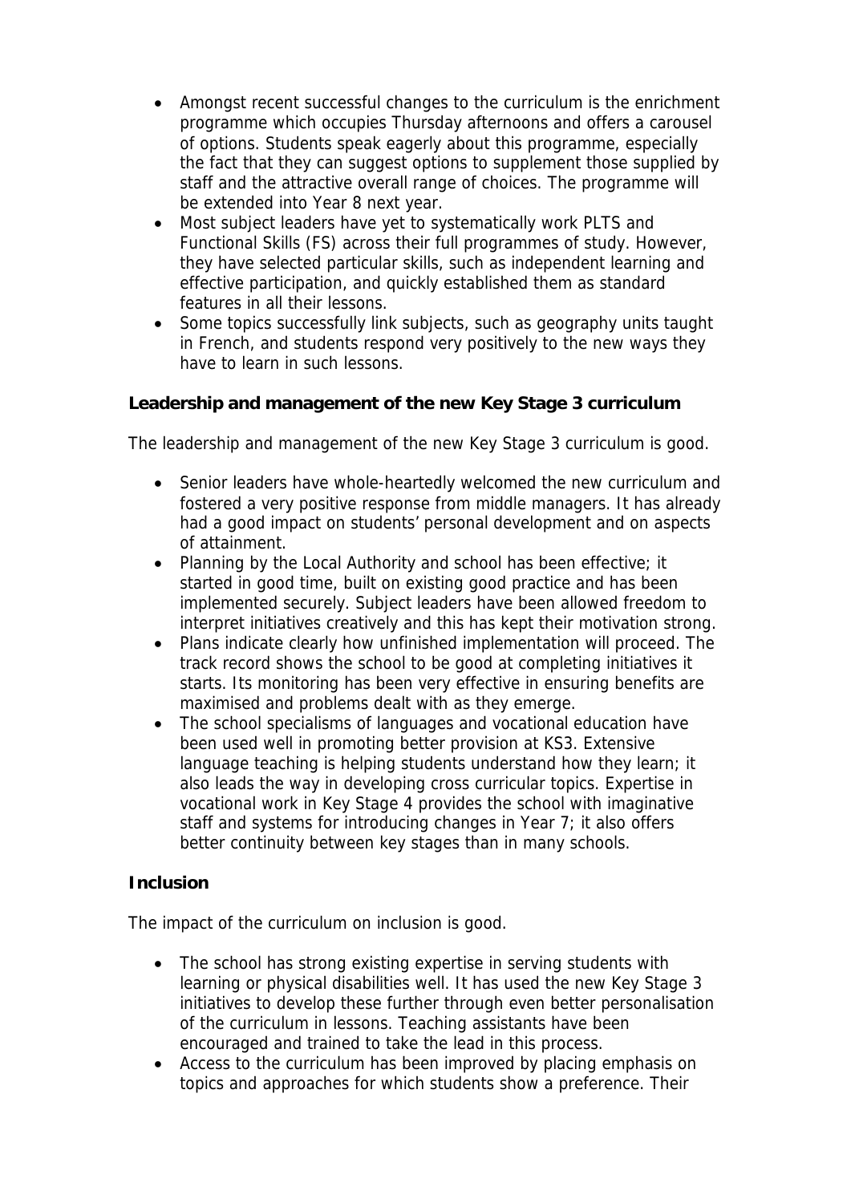- Amongst recent successful changes to the curriculum is the enrichment programme which occupies Thursday afternoons and offers a carousel of options. Students speak eagerly about this programme, especially the fact that they can suggest options to supplement those supplied by staff and the attractive overall range of choices. The programme will be extended into Year 8 next year.
- Most subject leaders have yet to systematically work PLTS and Functional Skills (FS) across their full programmes of study. However, they have selected particular skills, such as independent learning and effective participation, and quickly established them as standard features in all their lessons.
- Some topics successfully link subjects, such as geography units taught in French, and students respond very positively to the new ways they have to learn in such lessons.

**Leadership and management of the new Key Stage 3 curriculum**

The leadership and management of the new Key Stage 3 curriculum is good.

- Senior leaders have whole-heartedly welcomed the new curriculum and fostered a very positive response from middle managers. It has already had a good impact on students' personal development and on aspects of attainment.
- Planning by the Local Authority and school has been effective; it started in good time, built on existing good practice and has been implemented securely. Subject leaders have been allowed freedom to interpret initiatives creatively and this has kept their motivation strong.
- Plans indicate clearly how unfinished implementation will proceed. The track record shows the school to be good at completing initiatives it starts. Its monitoring has been very effective in ensuring benefits are maximised and problems dealt with as they emerge.
- The school specialisms of languages and vocational education have been used well in promoting better provision at KS3. Extensive language teaching is helping students understand how they learn; it also leads the way in developing cross curricular topics. Expertise in vocational work in Key Stage 4 provides the school with imaginative staff and systems for introducing changes in Year 7; it also offers better continuity between key stages than in many schools.

**Inclusion**

The impact of the curriculum on inclusion is good.

- The school has strong existing expertise in serving students with learning or physical disabilities well. It has used the new Key Stage 3 initiatives to develop these further through even better personalisation of the curriculum in lessons. Teaching assistants have been encouraged and trained to take the lead in this process.
- Access to the curriculum has been improved by placing emphasis on topics and approaches for which students show a preference. Their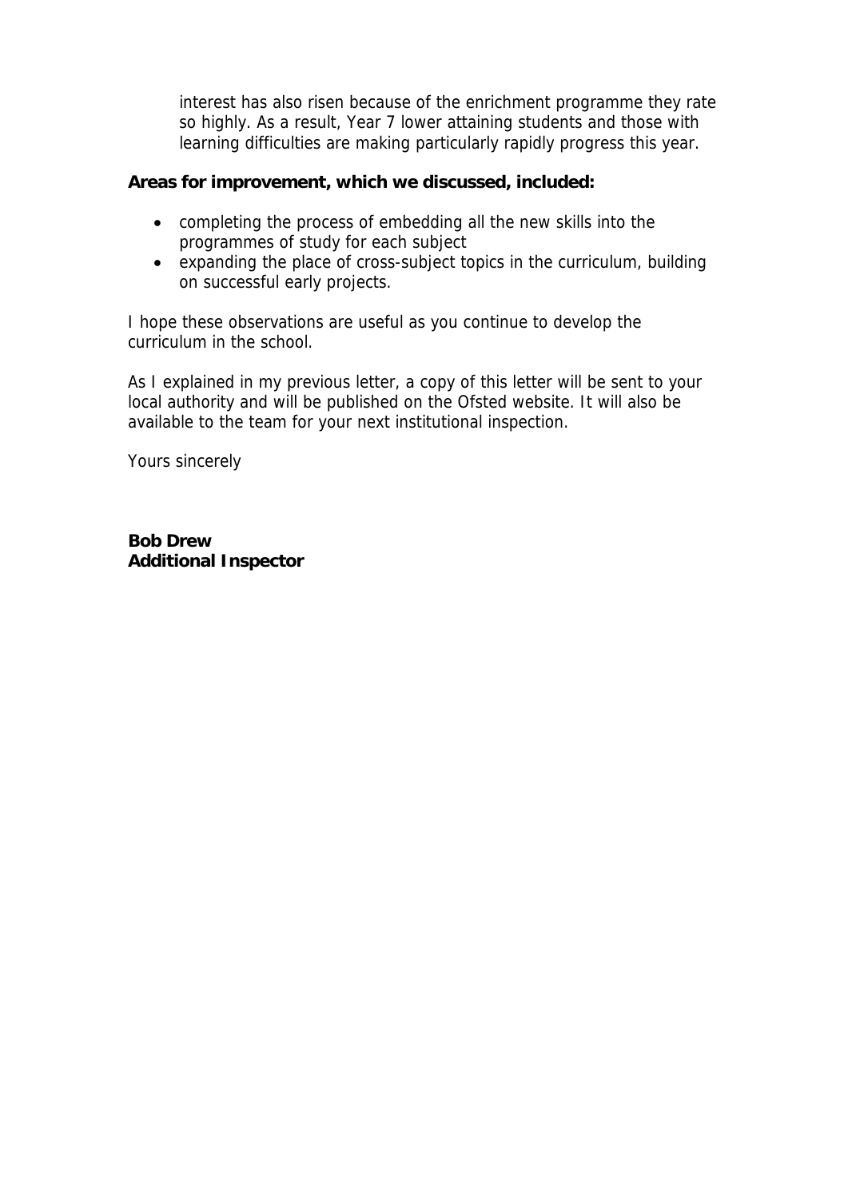interest has also risen because of the enrichment programme they rate so highly. As a result, Year 7 lower attaining students and those with learning difficulties are making particularly rapidly progress this year.

**Areas for improvement, which we discussed, included:**

- completing the process of embedding all the new skills into the programmes of study for each subject
- expanding the place of cross-subject topics in the curriculum, building on successful early projects.

I hope these observations are useful as you continue to develop the curriculum in the school.

As I explained in my previous letter, a copy of this letter will be sent to your local authority and will be published on the Ofsted website. It will also be available to the team for your next institutional inspection.

Yours sincerely

**Bob Drew**
**Additional Inspector**